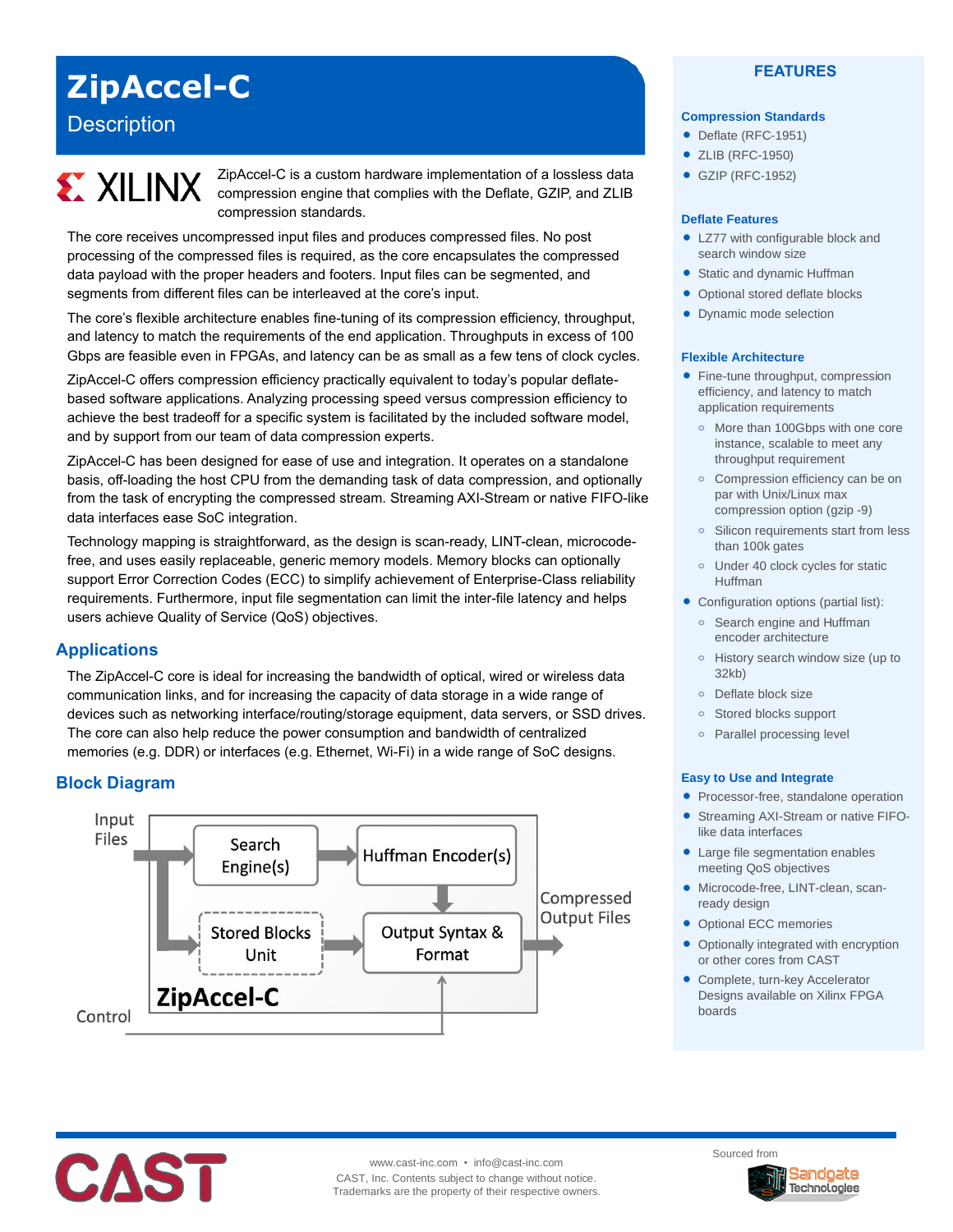# ZipAccel-C

## Description

ZipAccel-C is a custom hardware implementation of a lossless data compression engine that complies with the Deflate, GZIP, and ZLIB compression standards.

The core receives uncompressed input files and produces compressed files. No post processing of the compressed files is required, as the core encapsulates the compressed data payload with the proper headers and footers. Input files can be segmented, and segments from different files can be interleaved at the core's input.

The core's flexible architecture enables fine-tuning of its compression efficiency, throughput, and latency to match the requirements of the end application. Throughputs in excess of 100 Gbps are feasible even in FPGAs, and latency can be as small as a few tens of clock cycles.

ZipAccel-C offers compression efficiency practically equivalent to today's popular deflate-based software applications. Analyzing processing speed versus compression efficiency to achieve the best tradeoff for a specific system is facilitated by the included software model, and by support from our team of data compression experts.

ZipAccel-C has been designed for ease of use and integration. It operates on a standalone basis, off-loading the host CPU from the demanding task of data compression, and optionally from the task of encrypting the compressed stream. Streaming AXI-Stream or native FIFO-like data interfaces ease SoC integration.

Technology mapping is straightforward, as the design is scan-ready, LINT-clean, microcode-free, and uses easily replaceable, generic memory models. Memory blocks can optionally support Error Correction Codes (ECC) to simplify achievement of Enterprise-Class reliability requirements. Furthermore, input file segmentation can limit the inter-file latency and helps users achieve Quality of Service (QoS) objectives.

## Applications

The ZipAccel-C core is ideal for increasing the bandwidth of optical, wired or wireless data communication links, and for increasing the capacity of data storage in a wide range of devices such as networking interface/routing/storage equipment, data servers, or SSD drives. The core can also help reduce the power consumption and bandwidth of centralized memories (e.g. DDR) or interfaces (e.g. Ethernet, Wi-Fi) in a wide range of SoC designs.

## Block Diagram

Input Files → Search Engine(s) → Huffman Encoder(s) → Output Syntax & Format → Compressed Output Files

Input Files → Stored Blocks Unit → Output Syntax & Format

Control → Output Syntax & Format

ZipAccel-C

## FEATURES

### Compression Standards

- Deflate (RFC-1951)
- ZLIB (RFC-1950)
- GZIP (RFC-1952)

### Deflate Features

- LZ77 with configurable block and search window size
- Static and dynamic Huffman
- Optional stored deflate blocks
- Dynamic mode selection

### Flexible Architecture

- Fine-tune throughput, compression efficiency, and latency to match application requirements
  - More than 100Gbps with one core instance, scalable to meet any throughput requirement
  - Compression efficiency can be on par with Unix/Linux max compression option (gzip -9)
  - Silicon requirements start from less than 100k gates
  - Under 40 clock cycles for static Huffman
- Configuration options (partial list):
  - Search engine and Huffman encoder architecture
  - History search window size (up to 32kb)
  - Deflate block size
  - Stored blocks support
  - Parallel processing level

### Easy to Use and Integrate

- Processor-free, standalone operation
- Streaming AXI-Stream or native FIFO-like data interfaces
- Large file segmentation enables meeting QoS objectives
- Microcode-free, LINT-clean, scan-ready design
- Optional ECC memories
- Optionally integrated with encryption or other cores from CAST
- Complete, turn-key Accelerator Designs available on Xilinx FPGA boards

www.cast-inc.com • info@cast-inc.com
CAST, Inc. Contents subject to change without notice.
Trademarks are the property of their respective owners.

Sourced from Sandgate Technologies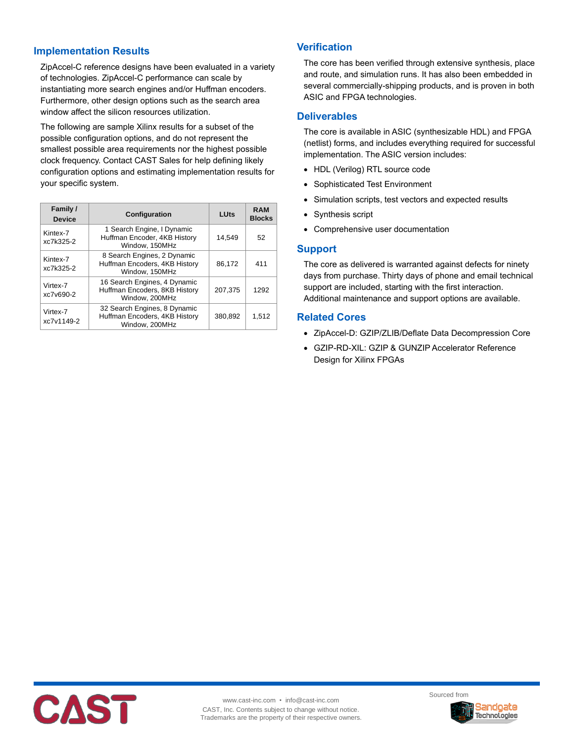## Implementation Results

ZipAccel-C reference designs have been evaluated in a variety of technologies. ZipAccel-C performance can scale by instantiating more search engines and/or Huffman encoders. Furthermore, other design options such as the search area window affect the silicon resources utilization.

The following are sample Xilinx results for a subset of the possible configuration options, and do not represent the smallest possible area requirements nor the highest possible clock frequency. Contact CAST Sales for help defining likely configuration options and estimating implementation results for your specific system.

| Family / Device | Configuration | LUts | RAM Blocks |
|---|---|---|---|
| Kintex-7 xc7k325-2 | 1 Search Engine, I Dynamic Huffman Encoder, 4KB History Window, 150MHz | 14,549 | 52 |
| Kintex-7 xc7k325-2 | 8 Search Engines, 2 Dynamic Huffman Encoders, 4KB History Window, 150MHz | 86,172 | 411 |
| Virtex-7 xc7v690-2 | 16 Search Engines, 4 Dynamic Huffman Encoders, 8KB History Window, 200MHz | 207,375 | 1292 |
| Virtex-7 xc7v1149-2 | 32 Search Engines, 8 Dynamic Huffman Encoders, 4KB History Window, 200MHz | 380,892 | 1,512 |

## Verification

The core has been verified through extensive synthesis, place and route, and simulation runs. It has also been embedded in several commercially-shipping products, and is proven in both ASIC and FPGA technologies.

## Deliverables

The core is available in ASIC (synthesizable HDL) and FPGA (netlist) forms, and includes everything required for successful implementation. The ASIC version includes:

- HDL (Verilog) RTL source code
- Sophisticated Test Environment
- Simulation scripts, test vectors and expected results
- Synthesis script
- Comprehensive user documentation

## Support

The core as delivered is warranted against defects for ninety days from purchase. Thirty days of phone and email technical support are included, starting with the first interaction. Additional maintenance and support options are available.

## Related Cores

- ZipAccel-D: GZIP/ZLIB/Deflate Data Decompression Core
- GZIP-RD-XIL: GZIP & GUNZIP Accelerator Reference Design for Xilinx FPGAs

www.cast-inc.com • info@cast-inc.com
CAST, Inc. Contents subject to change without notice.
Trademarks are the property of their respective owners.

Sourced from Sandgate Technologies